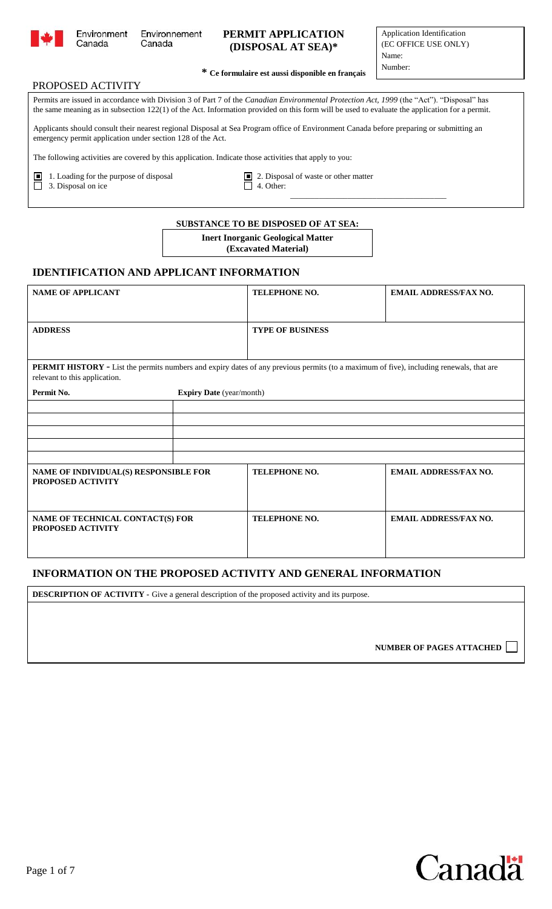Environment Canada Environnement Canada

# PERMIT APPLICATION (DISPOSAL AT SEA)*

Application Identification
(EC OFFICE USE ONLY)
Name:
Number:

**\* Ce formulaire est aussi disponible en français**

## PROPOSED ACTIVITY

Permits are issued in accordance with Division 3 of Part 7 of the *Canadian Environmental Protection Act, 1999* (the "Act"). "Disposal" has the same meaning as in subsection 122(1) of the Act. Information provided on this form will be used to evaluate the application for a permit.

Applicants should consult their nearest regional Disposal at Sea Program office of Environment Canada before preparing or submitting an emergency permit application under section 128 of the Act.

The following activities are covered by this application. Indicate those activities that apply to you:

- [x] 1. Loading for the purpose of disposal
- [x] 2. Disposal of waste or other matter
- [ ] 3. Disposal on ice
- [ ] 4. Other: ______________________

**SUBSTANCE TO BE DISPOSED OF AT SEA:**

**Inert Inorganic Geological Matter (Excavated Material)**

## IDENTIFICATION AND APPLICANT INFORMATION

| NAME OF APPLICANT | TELEPHONE NO. | EMAIL ADDRESS/FAX NO. |
| --- | --- | --- |
| | | |
| **ADDRESS** | **TYPE OF BUSINESS** | |
| | | |

**PERMIT HISTORY -** List the permits numbers and expiry dates of any previous permits (to a maximum of five), including renewals, that are relevant to this application.

| Permit No. | Expiry Date (year/month) |
| --- | --- |
| | |
| | |
| | |
| | |
| | |

| NAME OF INDIVIDUAL(S) RESPONSIBLE FOR PROPOSED ACTIVITY | TELEPHONE NO. | EMAIL ADDRESS/FAX NO. |
| --- | --- | --- |
| | | |
| **NAME OF TECHNICAL CONTACT(S) FOR PROPOSED ACTIVITY** | **TELEPHONE NO.** | **EMAIL ADDRESS/FAX NO.** |
| | | |

## INFORMATION ON THE PROPOSED ACTIVITY AND GENERAL INFORMATION

**DESCRIPTION OF ACTIVITY -** Give a general description of the proposed activity and its purpose.

**NUMBER OF PAGES ATTACHED** [ ]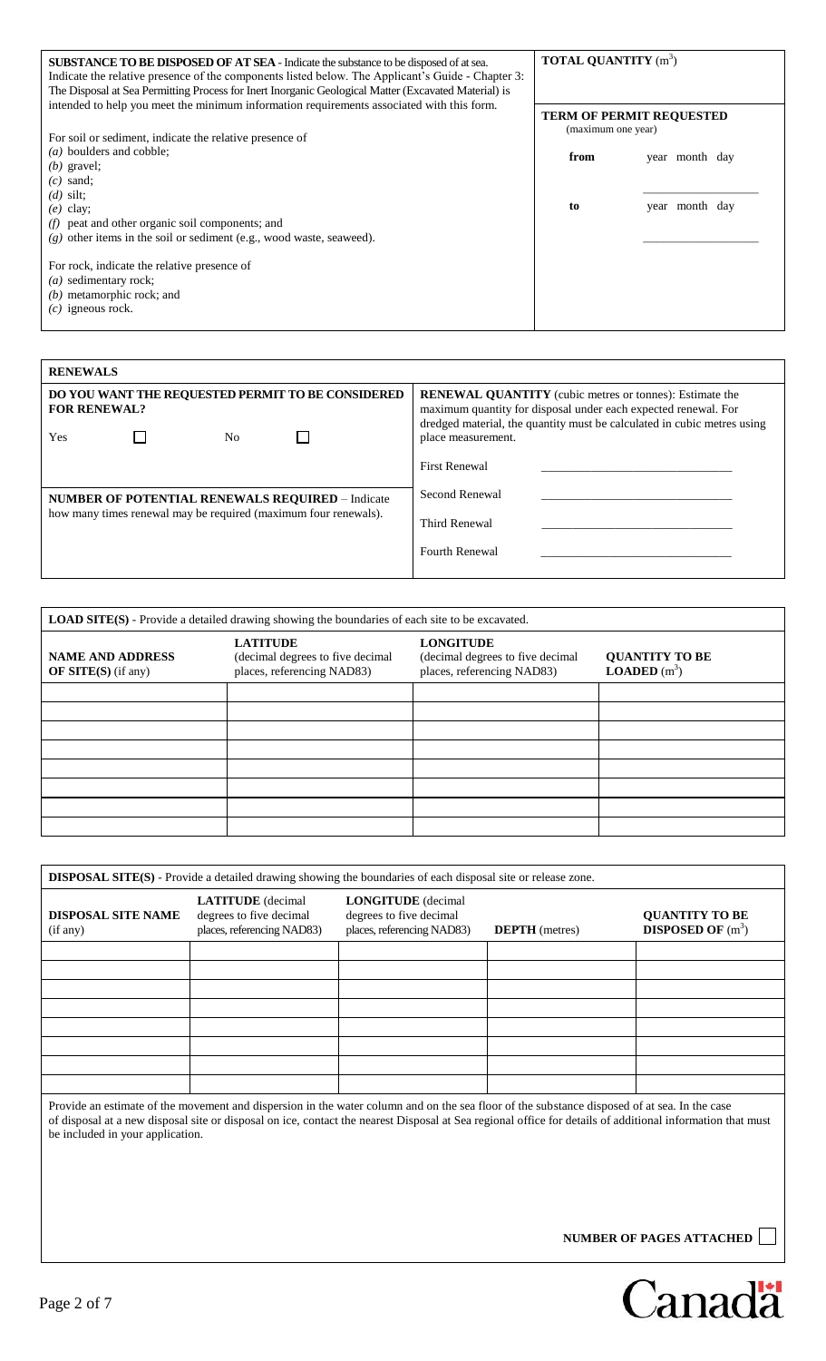**SUBSTANCE TO BE DISPOSED OF AT SEA** - Indicate the substance to be disposed of at sea. Indicate the relative presence of the components listed below. The Applicant's Guide - Chapter 3: The Disposal at Sea Permitting Process for Inert Inorganic Geological Matter (Excavated Material) is intended to help you meet the minimum information requirements associated with this form.

For soil or sediment, indicate the relative presence of

*(a)* boulders and cobble;
*(b)* gravel;
*(c)* sand;
*(d)* silt;
*(e)* clay;
*(f)* peat and other organic soil components; and
*(g)* other items in the soil or sediment (e.g., wood waste, seaweed).

For rock, indicate the relative presence of

*(a)* sedimentary rock;
*(b)* metamorphic rock; and
*(c)* igneous rock.

**TOTAL QUANTITY** ($m^3$)

**TERM OF PERMIT REQUESTED**
(maximum one year)

**from** year month day ____________________

**to** year month day ____________________

## RENEWALS

**DO YOU WANT THE REQUESTED PERMIT TO BE CONSIDERED FOR RENEWAL?**

Yes ☐ No ☐

**NUMBER OF POTENTIAL RENEWALS REQUIRED** – Indicate how many times renewal may be required (maximum four renewals).

**RENEWAL QUANTITY** (cubic metres or tonnes): Estimate the maximum quantity for disposal under each expected renewal. For dredged material, the quantity must be calculated in cubic metres using place measurement.

First Renewal ____________________

Second Renewal ____________________

Third Renewal ____________________

Fourth Renewal ____________________

**LOAD SITE(S)** - Provide a detailed drawing showing the boundaries of each site to be excavated.

| **NAME AND ADDRESS OF SITE(S)** (if any) | **LATITUDE** (decimal degrees to five decimal places, referencing NAD83) | **LONGITUDE** (decimal degrees to five decimal places, referencing NAD83) | **QUANTITY TO BE LOADED** ($m^3$) |
|---|---|---|---|
| | | | |
| | | | |
| | | | |
| | | | |
| | | | |
| | | | |
| | | | |
| | | | |

**DISPOSAL SITE(S)** - Provide a detailed drawing showing the boundaries of each disposal site or release zone.

| **DISPOSAL SITE NAME** (if any) | **LATITUDE** (decimal degrees to five decimal places, referencing NAD83) | **LONGITUDE** (decimal degrees to five decimal places, referencing NAD83) | **DEPTH** (metres) | **QUANTITY TO BE DISPOSED OF** ($m^3$) |
|---|---|---|---|---|
| | | | | |
| | | | | |
| | | | | |
| | | | | |
| | | | | |
| | | | | |
| | | | | |
| | | | | |

Provide an estimate of the movement and dispersion in the water column and on the sea floor of the substance disposed of at sea. In the case of disposal at a new disposal site or disposal on ice, contact the nearest Disposal at Sea regional office for details of additional information that must be included in your application.

**NUMBER OF PAGES ATTACHED** ☐

Canada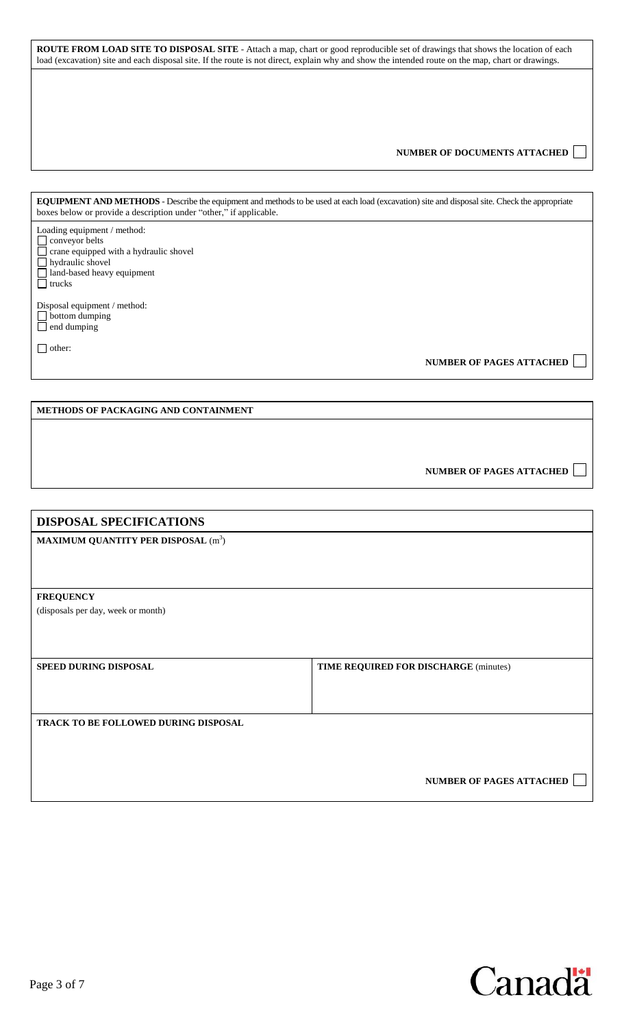**ROUTE FROM LOAD SITE TO DISPOSAL SITE** - Attach a map, chart or good reproducible set of drawings that shows the location of each load (excavation) site and each disposal site. If the route is not direct, explain why and show the intended route on the map, chart or drawings.

**NUMBER OF DOCUMENTS ATTACHED** ☐

**EQUIPMENT AND METHODS** - Describe the equipment and methods to be used at each load (excavation) site and disposal site. Check the appropriate boxes below or provide a description under "other," if applicable.

Loading equipment / method:

- ☐ conveyor belts
- ☐ crane equipped with a hydraulic shovel
- ☐ hydraulic shovel
- ☐ land-based heavy equipment
- ☐ trucks

Disposal equipment / method:

- ☐ bottom dumping
- ☐ end dumping

☐ other:

**NUMBER OF PAGES ATTACHED** ☐

**METHODS OF PACKAGING AND CONTAINMENT**

**NUMBER OF PAGES ATTACHED** ☐

## DISPOSAL SPECIFICATIONS

**MAXIMUM QUANTITY PER DISPOSAL** ($m^3$)

**FREQUENCY**
(disposals per day, week or month)

| **SPEED DURING DISPOSAL** | **TIME REQUIRED FOR DISCHARGE** (minutes) |
|---|---|
| | |

**TRACK TO BE FOLLOWED DURING DISPOSAL**

**NUMBER OF PAGES ATTACHED** ☐

Canada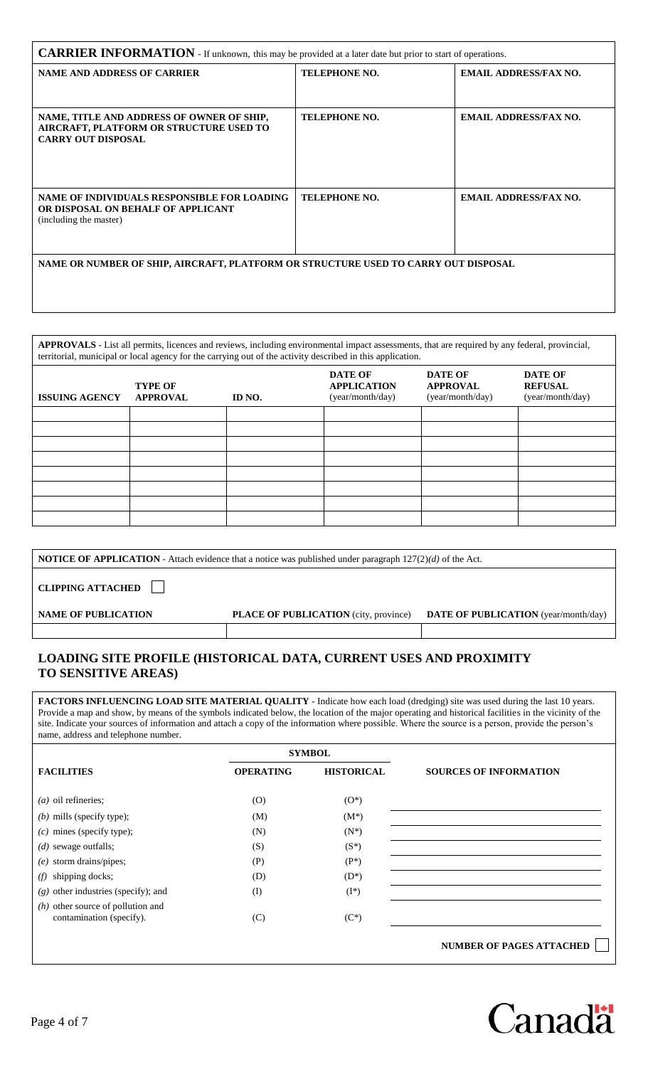## CARRIER INFORMATION - If unknown, this may be provided at a later date but prior to start of operations.

| NAME AND ADDRESS OF CARRIER | TELEPHONE NO. | EMAIL ADDRESS/FAX NO. |
|---|---|---|
| | | |

| NAME, TITLE AND ADDRESS OF OWNER OF SHIP, AIRCRAFT, PLATFORM OR STRUCTURE USED TO CARRY OUT DISPOSAL | TELEPHONE NO. | EMAIL ADDRESS/FAX NO. |
|---|---|---|
| | | |

| NAME OF INDIVIDUALS RESPONSIBLE FOR LOADING OR DISPOSAL ON BEHALF OF APPLICANT (including the master) | TELEPHONE NO. | EMAIL ADDRESS/FAX NO. |
|---|---|---|
| | | |

**NAME OR NUMBER OF SHIP, AIRCRAFT, PLATFORM OR STRUCTURE USED TO CARRY OUT DISPOSAL**

**APPROVALS** - List all permits, licences and reviews, including environmental impact assessments, that are required by any federal, provincial, territorial, municipal or local agency for the carrying out of the activity described in this application.

| ISSUING AGENCY | TYPE OF APPROVAL | ID NO. | DATE OF APPLICATION (year/month/day) | DATE OF APPROVAL (year/month/day) | DATE OF REFUSAL (year/month/day) |
|---|---|---|---|---|---|
| | | | | | |
| | | | | | |
| | | | | | |
| | | | | | |
| | | | | | |
| | | | | | |
| | | | | | |
| | | | | | |

**NOTICE OF APPLICATION** - Attach evidence that a notice was published under paragraph 127(2)*(d)* of the Act.

**CLIPPING ATTACHED** ☐

| NAME OF PUBLICATION | PLACE OF PUBLICATION (city, province) | DATE OF PUBLICATION (year/month/day) |
|---|---|---|
| | | |

## LOADING SITE PROFILE (HISTORICAL DATA, CURRENT USES AND PROXIMITY TO SENSITIVE AREAS)

**FACTORS INFLUENCING LOAD SITE MATERIAL QUALITY** - Indicate how each load (dredging) site was used during the last 10 years. Provide a map and show, by means of the symbols indicated below, the location of the major operating and historical facilities in the vicinity of the site. Indicate your sources of information and attach a copy of the information where possible. Where the source is a person, provide the person's name, address and telephone number.

| FACILITIES | SYMBOL | | SOURCES OF INFORMATION |
|---|---|---|---|
| | OPERATING | HISTORICAL | |
| *(a)* oil refineries; | (O) | (O*) | |
| *(b)* mills (specify type); | (M) | (M*) | |
| *(c)* mines (specify type); | (N) | (N*) | |
| *(d)* sewage outfalls; | (S) | (S*) | |
| *(e)* storm drains/pipes; | (P) | (P*) | |
| *(f)* shipping docks; | (D) | (D*) | |
| *(g)* other industries (specify); and | (I) | (I*) | |
| *(h)* other source of pollution and contamination (specify). | (C) | (C*) | |

**NUMBER OF PAGES ATTACHED** ☐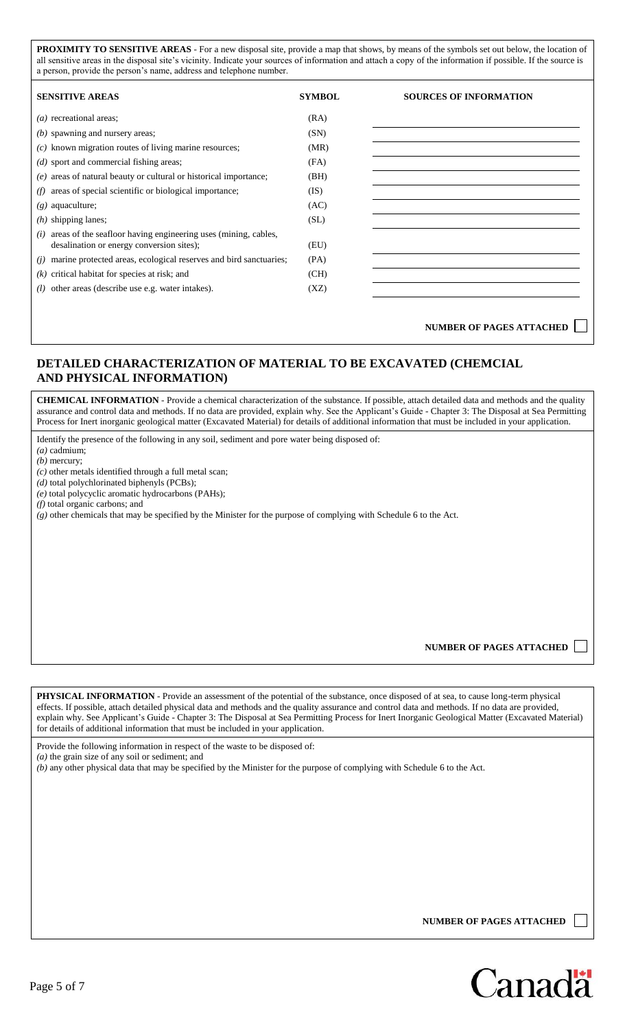**PROXIMITY TO SENSITIVE AREAS** - For a new disposal site, provide a map that shows, by means of the symbols set out below, the location of all sensitive areas in the disposal site's vicinity. Indicate your sources of information and attach a copy of the information if possible. If the source is a person, provide the person's name, address and telephone number.

| SENSITIVE AREAS | SYMBOL | SOURCES OF INFORMATION |
|---|---|---|
| *(a)* recreational areas; | (RA) | |
| *(b)* spawning and nursery areas; | (SN) | |
| *(c)* known migration routes of living marine resources; | (MR) | |
| *(d)* sport and commercial fishing areas; | (FA) | |
| *(e)* areas of natural beauty or cultural or historical importance; | (BH) | |
| *(f)* areas of special scientific or biological importance; | (IS) | |
| *(g)* aquaculture; | (AC) | |
| *(h)* shipping lanes; | (SL) | |
| *(i)* areas of the seafloor having engineering uses (mining, cables, desalination or energy conversion sites); | (EU) | |
| *(j)* marine protected areas, ecological reserves and bird sanctuaries; | (PA) | |
| *(k)* critical habitat for species at risk; and | (CH) | |
| *(l)* other areas (describe use e.g. water intakes). | (XZ) | |

**NUMBER OF PAGES ATTACHED** ☐

## DETAILED CHARACTERIZATION OF MATERIAL TO BE EXCAVATED (CHEMCIAL AND PHYSICAL INFORMATION)

**CHEMICAL INFORMATION** - Provide a chemical characterization of the substance. If possible, attach detailed data and methods and the quality assurance and control data and methods. If no data are provided, explain why. See the Applicant's Guide - Chapter 3: The Disposal at Sea Permitting Process for Inert inorganic geological matter (Excavated Material) for details of additional information that must be included in your application.

Identify the presence of the following in any soil, sediment and pore water being disposed of:
*(a)* cadmium;
*(b)* mercury;
*(c)* other metals identified through a full metal scan;
*(d)* total polychlorinated biphenyls (PCBs);
*(e)* total polycyclic aromatic hydrocarbons (PAHs);
*(f)* total organic carbons; and
*(g)* other chemicals that may be specified by the Minister for the purpose of complying with Schedule 6 to the Act.

**NUMBER OF PAGES ATTACHED** ☐

**PHYSICAL INFORMATION** - Provide an assessment of the potential of the substance, once disposed of at sea, to cause long-term physical effects. If possible, attach detailed physical data and methods and the quality assurance and control data and methods. If no data are provided, explain why. See Applicant's Guide - Chapter 3: The Disposal at Sea Permitting Process for Inert Inorganic Geological Matter (Excavated Material) for details of additional information that must be included in your application.

Provide the following information in respect of the waste to be disposed of:
*(a)* the grain size of any soil or sediment; and
*(b)* any other physical data that may be specified by the Minister for the purpose of complying with Schedule 6 to the Act.

**NUMBER OF PAGES ATTACHED** ☐

Canada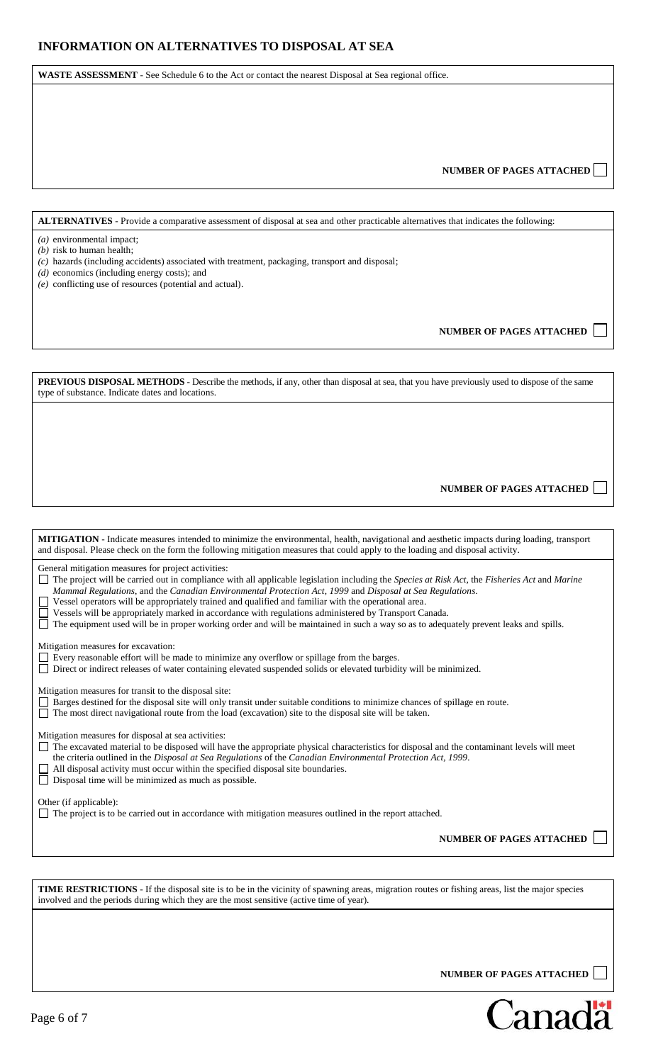## INFORMATION ON ALTERNATIVES TO DISPOSAL AT SEA

**WASTE ASSESSMENT** - See Schedule 6 to the Act or contact the nearest Disposal at Sea regional office.

**NUMBER OF PAGES ATTACHED** ☐

**ALTERNATIVES** - Provide a comparative assessment of disposal at sea and other practicable alternatives that indicates the following:

*(a)* environmental impact;
*(b)* risk to human health;
*(c)* hazards (including accidents) associated with treatment, packaging, transport and disposal;
*(d)* economics (including energy costs); and
*(e)* conflicting use of resources (potential and actual).

**NUMBER OF PAGES ATTACHED** ☐

**PREVIOUS DISPOSAL METHODS** - Describe the methods, if any, other than disposal at sea, that you have previously used to dispose of the same type of substance. Indicate dates and locations.

**NUMBER OF PAGES ATTACHED** ☐

**MITIGATION** - Indicate measures intended to minimize the environmental, health, navigational and aesthetic impacts during loading, transport and disposal. Please check on the form the following mitigation measures that could apply to the loading and disposal activity.

General mitigation measures for project activities:

- ☐ The project will be carried out in compliance with all applicable legislation including the *Species at Risk Act*, the *Fisheries Act* and *Marine Mammal Regulations*, and the *Canadian Environmental Protection Act, 1999* and *Disposal at Sea Regulations*.
- ☐ Vessel operators will be appropriately trained and qualified and familiar with the operational area.
- ☐ Vessels will be appropriately marked in accordance with regulations administered by Transport Canada.
- ☐ The equipment used will be in proper working order and will be maintained in such a way so as to adequately prevent leaks and spills.

Mitigation measures for excavation:

- ☐ Every reasonable effort will be made to minimize any overflow or spillage from the barges.
- ☐ Direct or indirect releases of water containing elevated suspended solids or elevated turbidity will be minimized.

Mitigation measures for transit to the disposal site:

- ☐ Barges destined for the disposal site will only transit under suitable conditions to minimize chances of spillage en route.
- ☐ The most direct navigational route from the load (excavation) site to the disposal site will be taken.

Mitigation measures for disposal at sea activities:

- ☐ The excavated material to be disposed will have the appropriate physical characteristics for disposal and the contaminant levels will meet the criteria outlined in the *Disposal at Sea Regulations* of the *Canadian Environmental Protection Act, 1999*.
- ☐ All disposal activity must occur within the specified disposal site boundaries.
- ☐ Disposal time will be minimized as much as possible.

Other (if applicable):

- ☐ The project is to be carried out in accordance with mitigation measures outlined in the report attached.

**NUMBER OF PAGES ATTACHED** ☐

**TIME RESTRICTIONS** - If the disposal site is to be in the vicinity of spawning areas, migration routes or fishing areas, list the major species involved and the periods during which they are the most sensitive (active time of year).

**NUMBER OF PAGES ATTACHED** ☐

Canadä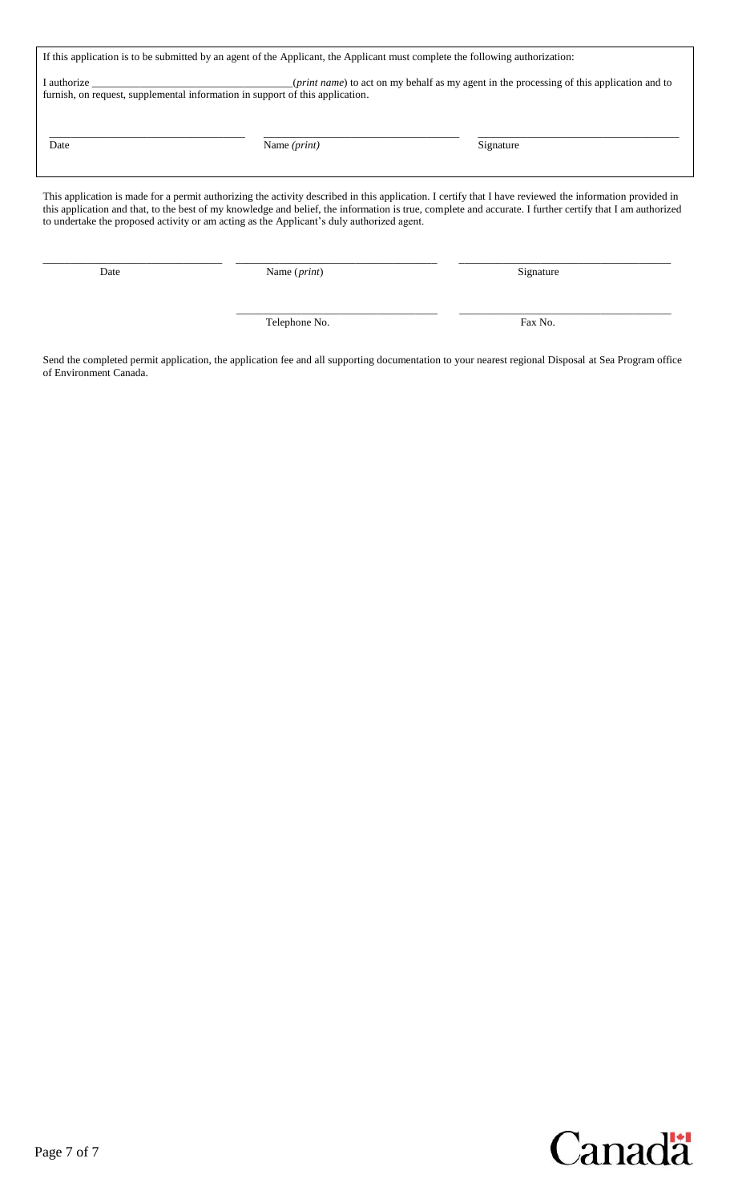If this application is to be submitted by an agent of the Applicant, the Applicant must complete the following authorization:

I authorize ____________________________________(*print name*) to act on my behalf as my agent in the processing of this application and to furnish, on request, supplemental information in support of this application.

| | | |
|---|---|---|
| ____________________ | ____________________ | ____________________ |
| Date | Name *(print)* | Signature |

This application is made for a permit authorizing the activity described in this application. I certify that I have reviewed the information provided in this application and that, to the best of my knowledge and belief, the information is true, complete and accurate. I further certify that I am authorized to undertake the proposed activity or am acting as the Applicant's duly authorized agent.

| | | |
|---|---|---|
| ____________________ | ____________________ | ____________________ |
| Date | Name (*print*) | Signature |
| | ____________________ | ____________________ |
| | Telephone No. | Fax No. |

Send the completed permit application, the application fee and all supporting documentation to your nearest regional Disposal at Sea Program office of Environment Canada.

Canada